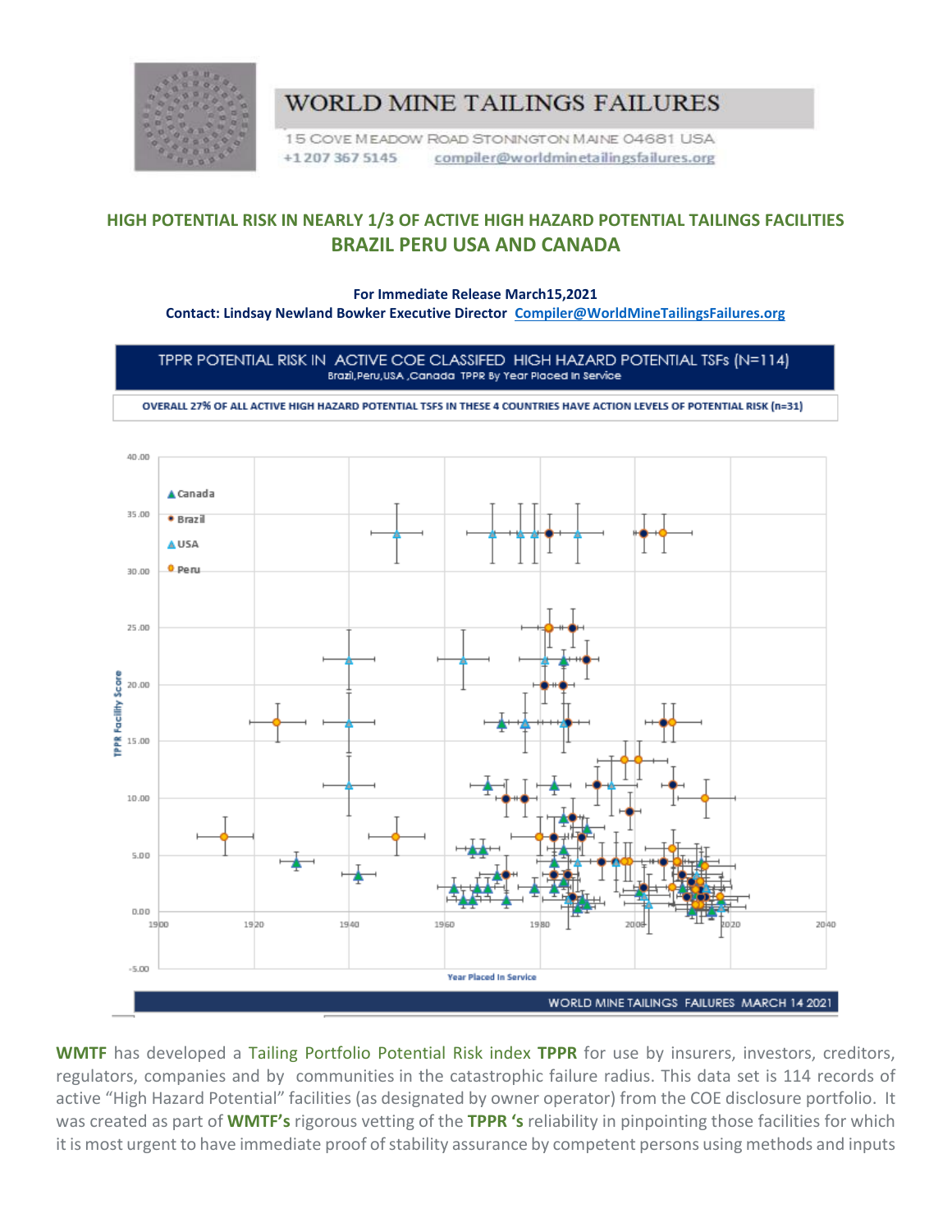# WORLD MINE TAILINGS FAILURES

15 COVE MEADOW ROAD STONINGTON MAINE 04681 USA
+1 207 367 5145 compiler@worldminetailingsfailures.org

## HIGH POTENTIAL RISK IN NEARLY 1/3 OF ACTIVE HIGH HAZARD POTENTIAL TAILINGS FACILITIES
## BRAZIL PERU USA AND CANADA

**For Immediate Release March15,2021**
**Contact: Lindsay Newland Bowker Executive Director** Compiler@WorldMineTailingsFailures.org

TPPR POTENTIAL RISK IN ACTIVE COE CLASSIFED HIGH HAZARD POTENTIAL TSFs (N=114)
Brazil,Peru,USA ,Canada TPPR By Year Placed In Service

OVERALL 27% OF ALL ACTIVE HIGH HAZARD POTENTIAL TSFS IN THESE 4 COUNTRIES HAVE ACTION LEVELS OF POTENTIAL RISK (n=31)

WORLD MINE TAILINGS FAILURES MARCH 14 2021

**WMTF** has developed a Tailing Portfolio Potential Risk index **TPPR** for use by insurers, investors, creditors, regulators, companies and by communities in the catastrophic failure radius. This data set is 114 records of active "High Hazard Potential" facilities (as designated by owner operator) from the COE disclosure portfolio. It was created as part of **WMTF's** rigorous vetting of the **TPPR 's** reliability in pinpointing those facilities for which it is most urgent to have immediate proof of stability assurance by competent persons using methods and inputs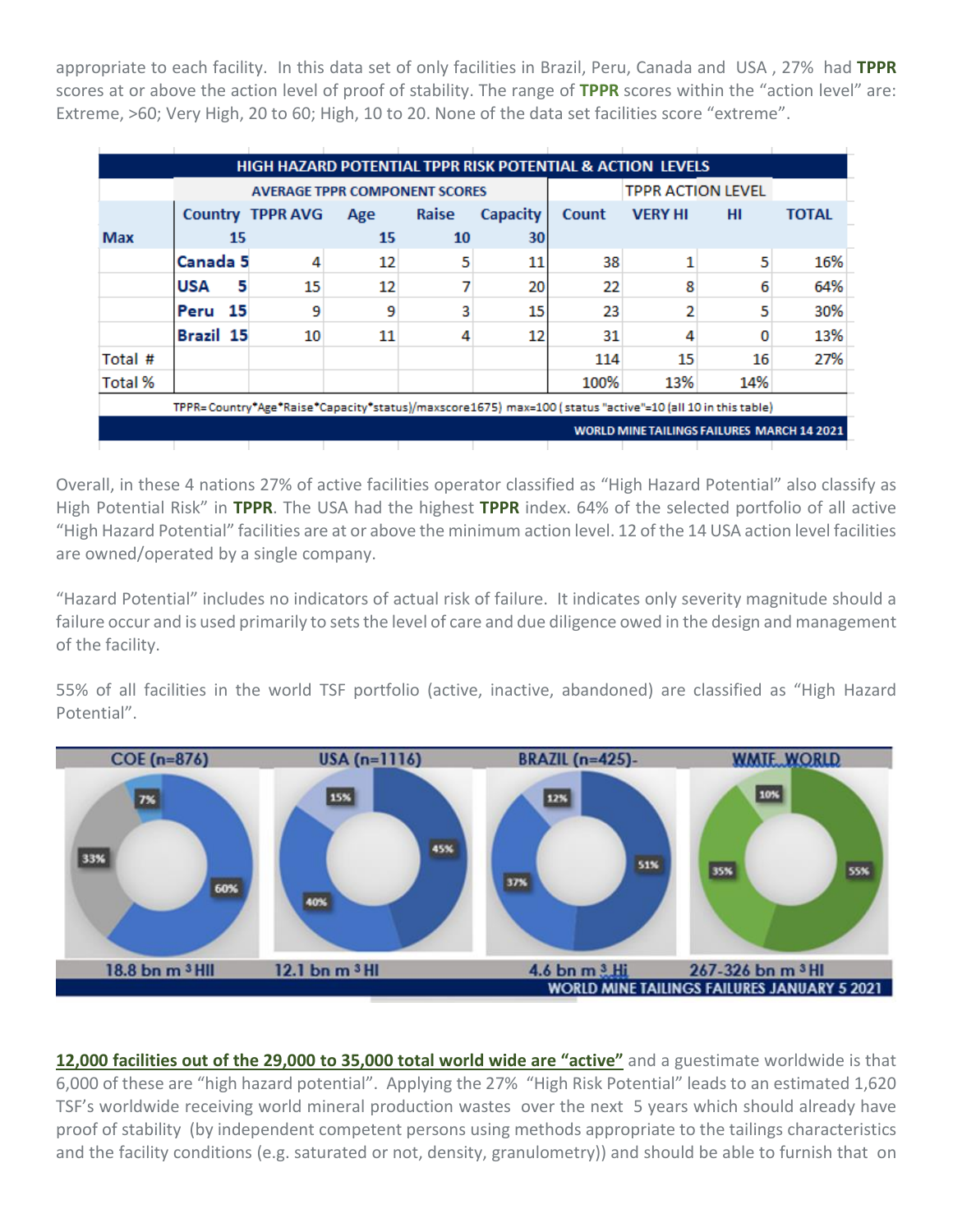appropriate to each facility. In this data set of only facilities in Brazil, Peru, Canada and USA , 27% had **TPPR** scores at or above the action level of proof of stability. The range of **TPPR** scores within the "action level" are: Extreme, >60; Very High, 20 to 60; High, 10 to 20. None of the data set facilities score "extreme".

| HIGH HAZARD POTENTIAL TPPR RISK POTENTIAL & ACTION LEVELS | | | | | | | | | |
|---|---|---|---|---|---|---|---|---|---|
| | AVERAGE TPPR COMPONENT SCORES | | | | | TPPR ACTION LEVEL | | | |
| | Country | TPPR AVG | Age | Raise | Capacity | Count | VERY HI | HI | TOTAL |
| Max | 15 | | 15 | 10 | 30 | | | | |
| | Canada 5 | 4 | 12 | 5 | 11 | 38 | 1 | 5 | 16% |
| | USA 5 | 15 | 12 | 7 | 20 | 22 | 8 | 6 | 64% |
| | Peru 15 | 9 | 9 | 3 | 15 | 23 | 2 | 5 | 30% |
| | Brazil 15 | 10 | 11 | 4 | 12 | 31 | 4 | 0 | 13% |
| Total # | | | | | | 114 | 15 | 16 | 27% |
| Total % | | | | | | 100% | 13% | 14% | |

TPPR= Country*Age*Raise*Capacity*status)/maxscore1675) max=100 ( status "active"=10 (all 10 in this table)

WORLD MINE TAILINGS FAILURES MARCH 14 2021

Overall, in these 4 nations 27% of active facilities operator classified as "High Hazard Potential" also classify as High Potential Risk" in **TPPR**. The USA had the highest **TPPR** index. 64% of the selected portfolio of all active "High Hazard Potential" facilities are at or above the minimum action level. 12 of the 14 USA action level facilities are owned/operated by a single company.

"Hazard Potential" includes no indicators of actual risk of failure. It indicates only severity magnitude should a failure occur and is used primarily to sets the level of care and due diligence owed in the design and management of the facility.

55% of all facilities in the world TSF portfolio (active, inactive, abandoned) are classified as "High Hazard Potential".

| COE (n=876) | USA (n=1116) | BRAZIL (n=425)- | WMTF WORLD |
|---|---|---|---|
| 60%, 33%, 7% | 45%, 40%, 15% | 51%, 37%, 12% | 55%, 35%, 10% |
| 18.8 bn m³ HII | 12.1 bn m³ HI | 4.6 bn m³ Hi | 267-326 bn m³ HI |

WORLD MINE TAILINGS FAILURES JANUARY 5 2021

**12,000 facilities out of the 29,000 to 35,000 total world wide are "active"** and a guestimate worldwide is that 6,000 of these are "high hazard potential". Applying the 27% "High Risk Potential" leads to an estimated 1,620 TSF's worldwide receiving world mineral production wastes over the next 5 years which should already have proof of stability (by independent competent persons using methods appropriate to the tailings characteristics and the facility conditions (e.g. saturated or not, density, granulometry)) and should be able to furnish that on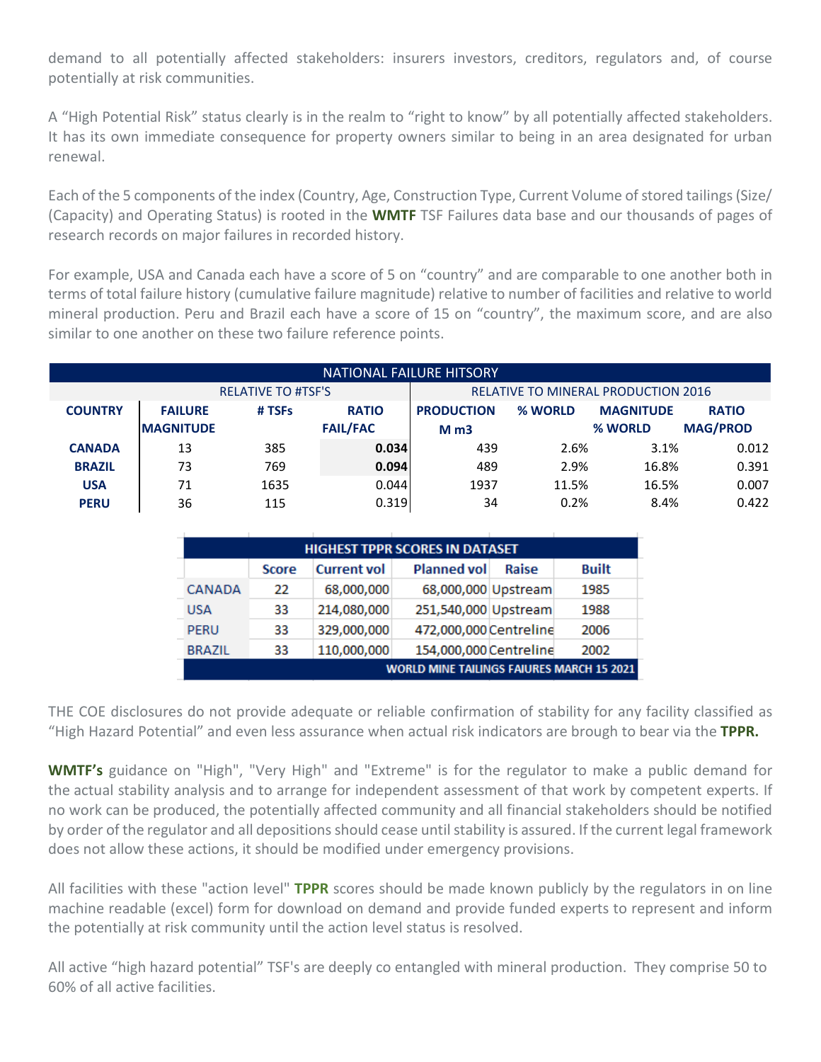demand to all potentially affected stakeholders: insurers investors, creditors, regulators and, of course potentially at risk communities.

A "High Potential Risk" status clearly is in the realm to "right to know" by all potentially affected stakeholders. It has its own immediate consequence for property owners similar to being in an area designated for urban renewal.

Each of the 5 components of the index (Country, Age, Construction Type, Current Volume of stored tailings (Size/ (Capacity) and Operating Status) is rooted in the **WMTF** TSF Failures data base and our thousands of pages of research records on major failures in recorded history.

For example, USA and Canada each have a score of 5 on "country" and are comparable to one another both in terms of total failure history (cumulative failure magnitude) relative to number of facilities and relative to world mineral production. Peru and Brazil each have a score of 15 on "country", the maximum score, and are also similar to one another on these two failure reference points.

| NATIONAL FAILURE HITSORY | | | | | | | |
|---|---|---|---|---|---|---|---|
| | RELATIVE TO #TSF'S | | | RELATIVE TO MINERAL PRODUCTION 2016 | | | |
| **COUNTRY** | **FAILURE MAGNITUDE** | **# TSFs** | **RATIO FAIL/FAC** | **PRODUCTION M m3** | **% WORLD** | **MAGNITUDE % WORLD** | **RATIO MAG/PROD** |
| **CANADA** | 13 | 385 | **0.034** | 439 | 2.6% | 3.1% | 0.012 |
| **BRAZIL** | 73 | 769 | **0.094** | 489 | 2.9% | 16.8% | 0.391 |
| **USA** | 71 | 1635 | 0.044 | 1937 | 11.5% | 16.5% | 0.007 |
| **PERU** | 36 | 115 | 0.319 | 34 | 0.2% | 8.4% | 0.422 |

| HIGHEST TPPR SCORES IN DATASET | | | | | |
|---|---|---|---|---|---|
| | **Score** | **Current vol** | **Planned vol** | **Raise** | **Built** |
| CANADA | 22 | 68,000,000 | 68,000,000 | Upstream | 1985 |
| USA | 33 | 214,080,000 | 251,540,000 | Upstream | 1988 |
| PERU | 33 | 329,000,000 | 472,000,000 | Centreline | 2006 |
| BRAZIL | 33 | 110,000,000 | 154,000,000 | Centreline | 2002 |
| WORLD MINE TAILINGS FAIURES MARCH 15 2021 | | | | | |

THE COE disclosures do not provide adequate or reliable confirmation of stability for any facility classified as "High Hazard Potential" and even less assurance when actual risk indicators are brough to bear via the **TPPR.**

**WMTF's** guidance on "High", "Very High" and "Extreme" is for the regulator to make a public demand for the actual stability analysis and to arrange for independent assessment of that work by competent experts. If no work can be produced, the potentially affected community and all financial stakeholders should be notified by order of the regulator and all depositions should cease until stability is assured. If the current legal framework does not allow these actions, it should be modified under emergency provisions.

All facilities with these "action level" **TPPR** scores should be made known publicly by the regulators in on line machine readable (excel) form for download on demand and provide funded experts to represent and inform the potentially at risk community until the action level status is resolved.

All active "high hazard potential" TSF's are deeply co entangled with mineral production. They comprise 50 to 60% of all active facilities.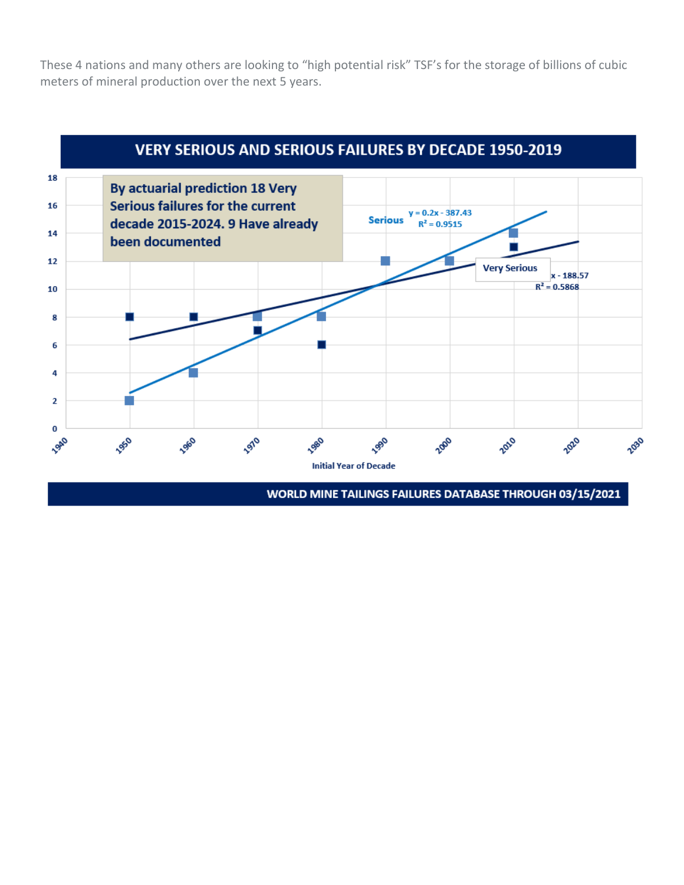These 4 nations and many others are looking to “high potential risk” TSF’s for the storage of billions of cubic meters of mineral production over the next 5 years.

VERY SERIOUS AND SERIOUS FAILURES BY DECADE 1950-2019

By actuarial prediction 18 Very Serious failures for the current decade 2015-2024. 9 Have already been documented

Serious $y = 0.2x - 387.43$ $R^2 = 0.9515$

Very Serious x - 188.57 $R^2 = 0.5868$

0 2 4 6 8 10 12 14 16 18

1940 1950 1960 1970 1980 1990 2000 2010 2020 2030

Initial Year of Decade

WORLD MINE TAILINGS FAILURES DATABASE THROUGH 03/15/2021